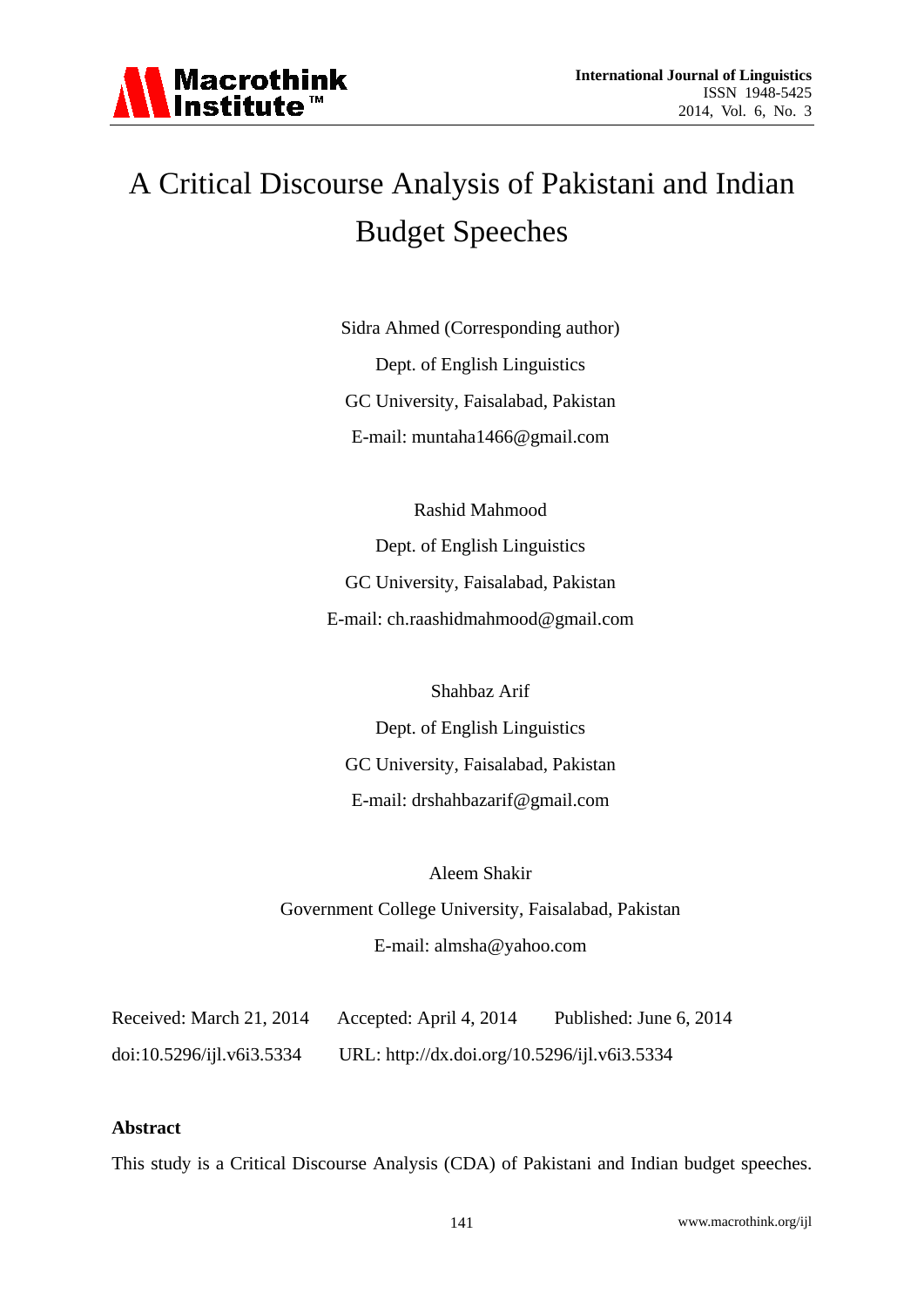# A Critical Discourse Analysis of Pakistani and Indian Budget Speeches

Sidra Ahmed (Corresponding author)

Dept. of English Linguistics

GC University, Faisalabad, Pakistan

E-mail: muntaha1466@gmail.com

Rashid Mahmood

Dept. of English Linguistics

GC University, Faisalabad, Pakistan

E-mail: ch.raashidmahmood@gmail.com

Shahbaz Arif

Dept. of English Linguistics

GC University, Faisalabad, Pakistan

E-mail: drshahbazarif@gmail.com

Aleem Shakir

Government College University, Faisalabad, Pakistan

E-mail: almsha@yahoo.com

Received: March 21, 2014 Accepted: April 4, 2014 Published: June 6, 2014

doi:10.5296/ijl.v6i3.5334 URL: http://dx.doi.org/10.5296/ijl.v6i3.5334

**Abstract**

This study is a Critical Discourse Analysis (CDA) of Pakistani and Indian budget speeches.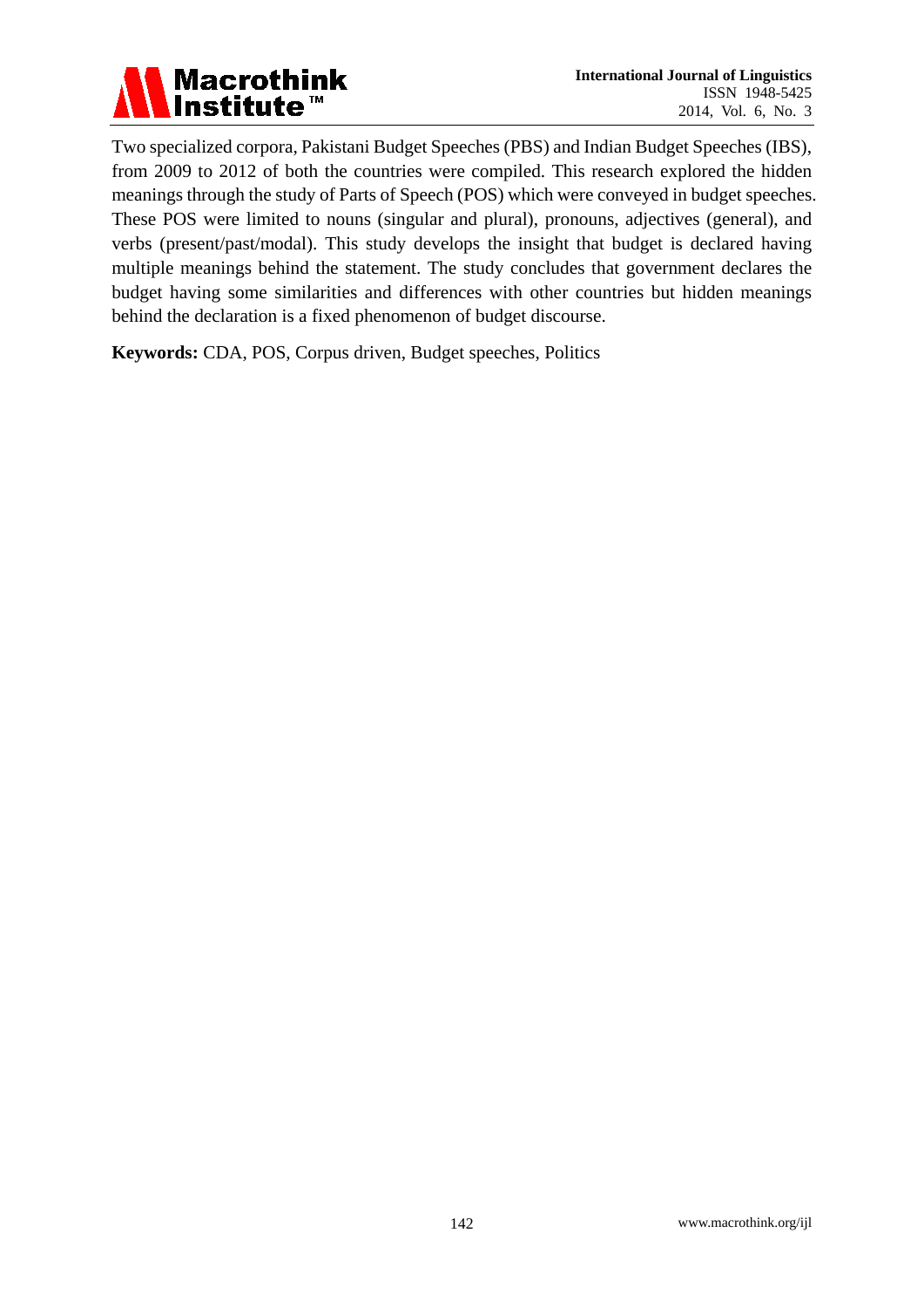Two specialized corpora, Pakistani Budget Speeches (PBS) and Indian Budget Speeches (IBS), from 2009 to 2012 of both the countries were compiled. This research explored the hidden meanings through the study of Parts of Speech (POS) which were conveyed in budget speeches. These POS were limited to nouns (singular and plural), pronouns, adjectives (general), and verbs (present/past/modal). This study develops the insight that budget is declared having multiple meanings behind the statement. The study concludes that government declares the budget having some similarities and differences with other countries but hidden meanings behind the declaration is a fixed phenomenon of budget discourse.

**Keywords:** CDA, POS, Corpus driven, Budget speeches, Politics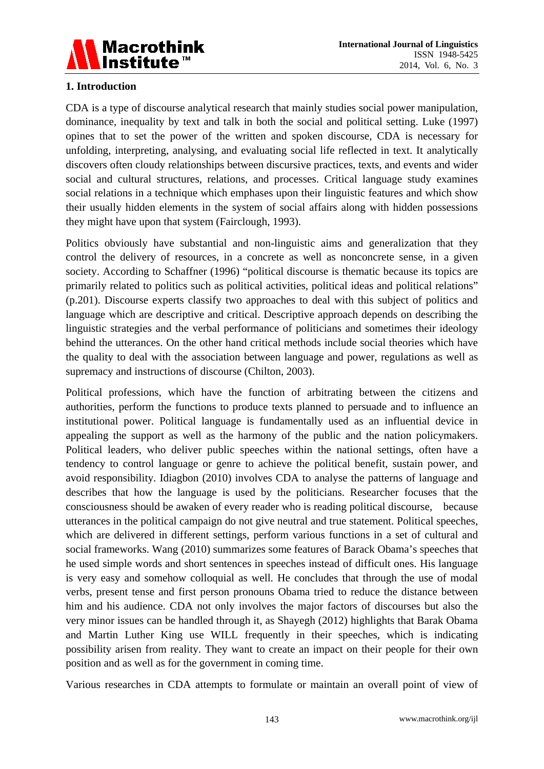## 1. Introduction

CDA is a type of discourse analytical research that mainly studies social power manipulation, dominance, inequality by text and talk in both the social and political setting. Luke (1997) opines that to set the power of the written and spoken discourse, CDA is necessary for unfolding, interpreting, analysing, and evaluating social life reflected in text. It analytically discovers often cloudy relationships between discursive practices, texts, and events and wider social and cultural structures, relations, and processes. Critical language study examines social relations in a technique which emphases upon their linguistic features and which show their usually hidden elements in the system of social affairs along with hidden possessions they might have upon that system (Fairclough, 1993).

Politics obviously have substantial and non-linguistic aims and generalization that they control the delivery of resources, in a concrete as well as nonconcrete sense, in a given society. According to Schaffner (1996) "political discourse is thematic because its topics are primarily related to politics such as political activities, political ideas and political relations" (p.201). Discourse experts classify two approaches to deal with this subject of politics and language which are descriptive and critical. Descriptive approach depends on describing the linguistic strategies and the verbal performance of politicians and sometimes their ideology behind the utterances. On the other hand critical methods include social theories which have the quality to deal with the association between language and power, regulations as well as supremacy and instructions of discourse (Chilton, 2003).

Political professions, which have the function of arbitrating between the citizens and authorities, perform the functions to produce texts planned to persuade and to influence an institutional power. Political language is fundamentally used as an influential device in appealing the support as well as the harmony of the public and the nation policymakers. Political leaders, who deliver public speeches within the national settings, often have a tendency to control language or genre to achieve the political benefit, sustain power, and avoid responsibility. Idiagbon (2010) involves CDA to analyse the patterns of language and describes that how the language is used by the politicians. Researcher focuses that the consciousness should be awaken of every reader who is reading political discourse, because utterances in the political campaign do not give neutral and true statement. Political speeches, which are delivered in different settings, perform various functions in a set of cultural and social frameworks. Wang (2010) summarizes some features of Barack Obama's speeches that he used simple words and short sentences in speeches instead of difficult ones. His language is very easy and somehow colloquial as well. He concludes that through the use of modal verbs, present tense and first person pronouns Obama tried to reduce the distance between him and his audience. CDA not only involves the major factors of discourses but also the very minor issues can be handled through it, as Shayegh (2012) highlights that Barak Obama and Martin Luther King use WILL frequently in their speeches, which is indicating possibility arisen from reality. They want to create an impact on their people for their own position and as well as for the government in coming time.

Various researches in CDA attempts to formulate or maintain an overall point of view of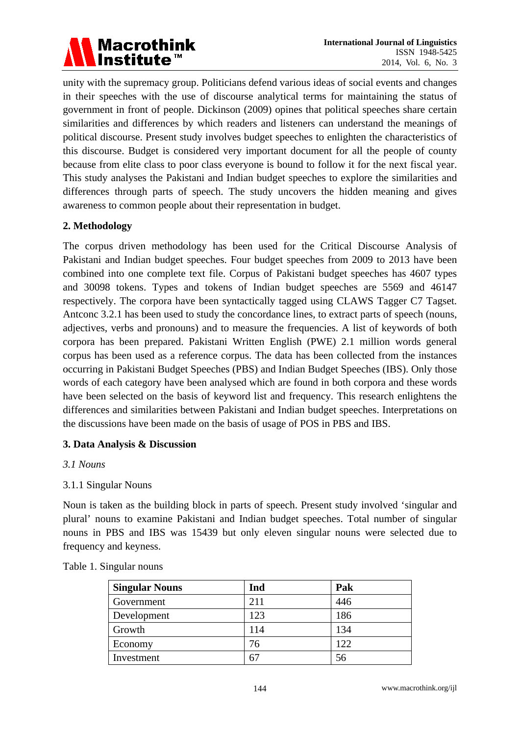unity with the supremacy group. Politicians defend various ideas of social events and changes in their speeches with the use of discourse analytical terms for maintaining the status of government in front of people. Dickinson (2009) opines that political speeches share certain similarities and differences by which readers and listeners can understand the meanings of political discourse. Present study involves budget speeches to enlighten the characteristics of this discourse. Budget is considered very important document for all the people of county because from elite class to poor class everyone is bound to follow it for the next fiscal year. This study analyses the Pakistani and Indian budget speeches to explore the similarities and differences through parts of speech. The study uncovers the hidden meaning and gives awareness to common people about their representation in budget.

## 2. Methodology

The corpus driven methodology has been used for the Critical Discourse Analysis of Pakistani and Indian budget speeches. Four budget speeches from 2009 to 2013 have been combined into one complete text file. Corpus of Pakistani budget speeches has 4607 types and 30098 tokens. Types and tokens of Indian budget speeches are 5569 and 46147 respectively. The corpora have been syntactically tagged using CLAWS Tagger C7 Tagset. Antconc 3.2.1 has been used to study the concordance lines, to extract parts of speech (nouns, adjectives, verbs and pronouns) and to measure the frequencies. A list of keywords of both corpora has been prepared. Pakistani Written English (PWE) 2.1 million words general corpus has been used as a reference corpus. The data has been collected from the instances occurring in Pakistani Budget Speeches (PBS) and Indian Budget Speeches (IBS). Only those words of each category have been analysed which are found in both corpora and these words have been selected on the basis of keyword list and frequency. This research enlightens the differences and similarities between Pakistani and Indian budget speeches. Interpretations on the discussions have been made on the basis of usage of POS in PBS and IBS.

## 3. Data Analysis & Discussion

### *3.1 Nouns*

#### 3.1.1 Singular Nouns

Noun is taken as the building block in parts of speech. Present study involved 'singular and plural' nouns to examine Pakistani and Indian budget speeches. Total number of singular nouns in PBS and IBS was 15439 but only eleven singular nouns were selected due to frequency and keyness.

Table 1. Singular nouns

| Singular Nouns | Ind | Pak |
|---|---|---|
| Government | 211 | 446 |
| Development | 123 | 186 |
| Growth | 114 | 134 |
| Economy | 76 | 122 |
| Investment | 67 | 56 |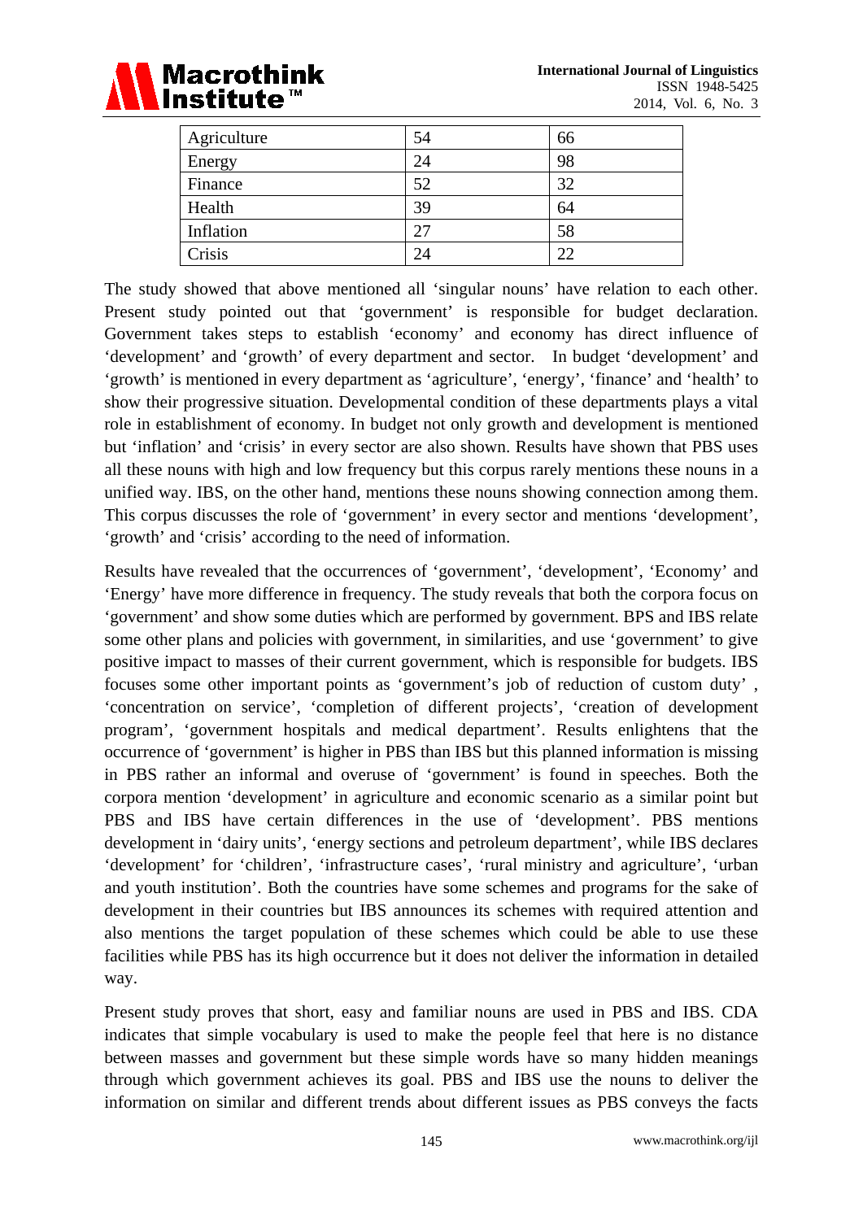| Agriculture | 54 | 66 |
|---|---|---|
| Energy | 24 | 98 |
| Finance | 52 | 32 |
| Health | 39 | 64 |
| Inflation | 27 | 58 |
| Crisis | 24 | 22 |

The study showed that above mentioned all ‘singular nouns’ have relation to each other. Present study pointed out that ‘government’ is responsible for budget declaration. Government takes steps to establish ‘economy’ and economy has direct influence of ‘development’ and ‘growth’ of every department and sector. In budget ‘development’ and ‘growth’ is mentioned in every department as ‘agriculture’, ‘energy’, ‘finance’ and ‘health’ to show their progressive situation. Developmental condition of these departments plays a vital role in establishment of economy. In budget not only growth and development is mentioned but ‘inflation’ and ‘crisis’ in every sector are also shown. Results have shown that PBS uses all these nouns with high and low frequency but this corpus rarely mentions these nouns in a unified way. IBS, on the other hand, mentions these nouns showing connection among them. This corpus discusses the role of ‘government’ in every sector and mentions ‘development’, ‘growth’ and ‘crisis’ according to the need of information.

Results have revealed that the occurrences of ‘government’, ‘development’, ‘Economy’ and ‘Energy’ have more difference in frequency. The study reveals that both the corpora focus on ‘government’ and show some duties which are performed by government. BPS and IBS relate some other plans and policies with government, in similarities, and use ‘government’ to give positive impact to masses of their current government, which is responsible for budgets. IBS focuses some other important points as ‘government’s job of reduction of custom duty’ , ‘concentration on service’, ‘completion of different projects’, ‘creation of development program’, ‘government hospitals and medical department’. Results enlightens that the occurrence of ‘government’ is higher in PBS than IBS but this planned information is missing in PBS rather an informal and overuse of ‘government’ is found in speeches. Both the corpora mention ‘development’ in agriculture and economic scenario as a similar point but PBS and IBS have certain differences in the use of ‘development’. PBS mentions development in ‘dairy units’, ‘energy sections and petroleum department’, while IBS declares ‘development’ for ‘children’, ‘infrastructure cases’, ‘rural ministry and agriculture’, ‘urban and youth institution’. Both the countries have some schemes and programs for the sake of development in their countries but IBS announces its schemes with required attention and also mentions the target population of these schemes which could be able to use these facilities while PBS has its high occurrence but it does not deliver the information in detailed way.

Present study proves that short, easy and familiar nouns are used in PBS and IBS. CDA indicates that simple vocabulary is used to make the people feel that here is no distance between masses and government but these simple words have so many hidden meanings through which government achieves its goal. PBS and IBS use the nouns to deliver the information on similar and different trends about different issues as PBS conveys the facts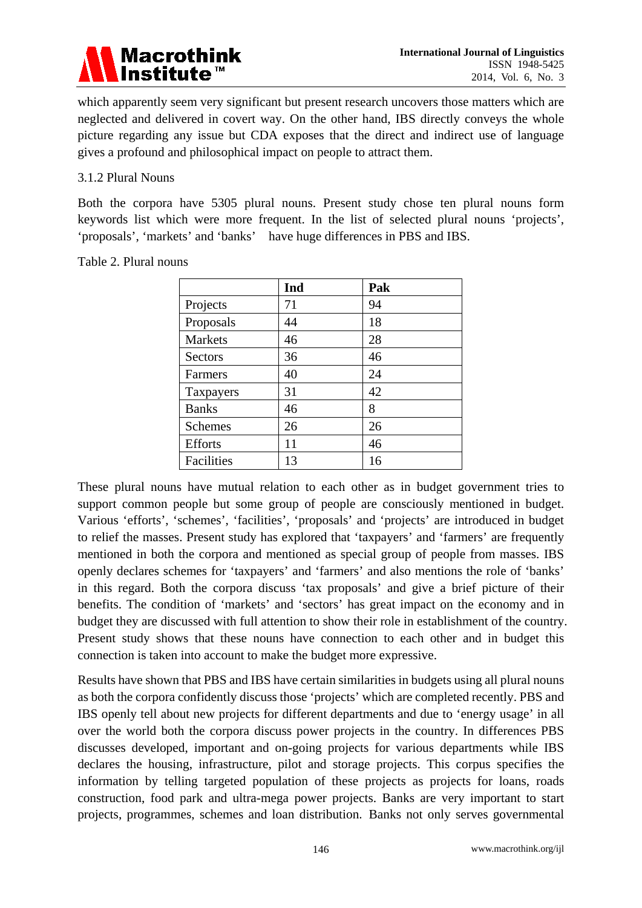which apparently seem very significant but present research uncovers those matters which are neglected and delivered in covert way. On the other hand, IBS directly conveys the whole picture regarding any issue but CDA exposes that the direct and indirect use of language gives a profound and philosophical impact on people to attract them.

### 3.1.2 Plural Nouns

Both the corpora have 5305 plural nouns. Present study chose ten plural nouns form keywords list which were more frequent. In the list of selected plural nouns 'projects', 'proposals', 'markets' and 'banks' have huge differences in PBS and IBS.

Table 2. Plural nouns

| | **Ind** | **Pak** |
|---|---|---|
| Projects | 71 | 94 |
| Proposals | 44 | 18 |
| Markets | 46 | 28 |
| Sectors | 36 | 46 |
| Farmers | 40 | 24 |
| Taxpayers | 31 | 42 |
| Banks | 46 | 8 |
| Schemes | 26 | 26 |
| Efforts | 11 | 46 |
| Facilities | 13 | 16 |

These plural nouns have mutual relation to each other as in budget government tries to support common people but some group of people are consciously mentioned in budget. Various 'efforts', 'schemes', 'facilities', 'proposals' and 'projects' are introduced in budget to relief the masses. Present study has explored that 'taxpayers' and 'farmers' are frequently mentioned in both the corpora and mentioned as special group of people from masses. IBS openly declares schemes for 'taxpayers' and 'farmers' and also mentions the role of 'banks' in this regard. Both the corpora discuss 'tax proposals' and give a brief picture of their benefits. The condition of 'markets' and 'sectors' has great impact on the economy and in budget they are discussed with full attention to show their role in establishment of the country. Present study shows that these nouns have connection to each other and in budget this connection is taken into account to make the budget more expressive.

Results have shown that PBS and IBS have certain similarities in budgets using all plural nouns as both the corpora confidently discuss those 'projects' which are completed recently. PBS and IBS openly tell about new projects for different departments and due to 'energy usage' in all over the world both the corpora discuss power projects in the country. In differences PBS discusses developed, important and on-going projects for various departments while IBS declares the housing, infrastructure, pilot and storage projects. This corpus specifies the information by telling targeted population of these projects as projects for loans, roads construction, food park and ultra-mega power projects. Banks are very important to start projects, programmes, schemes and loan distribution. Banks not only serves governmental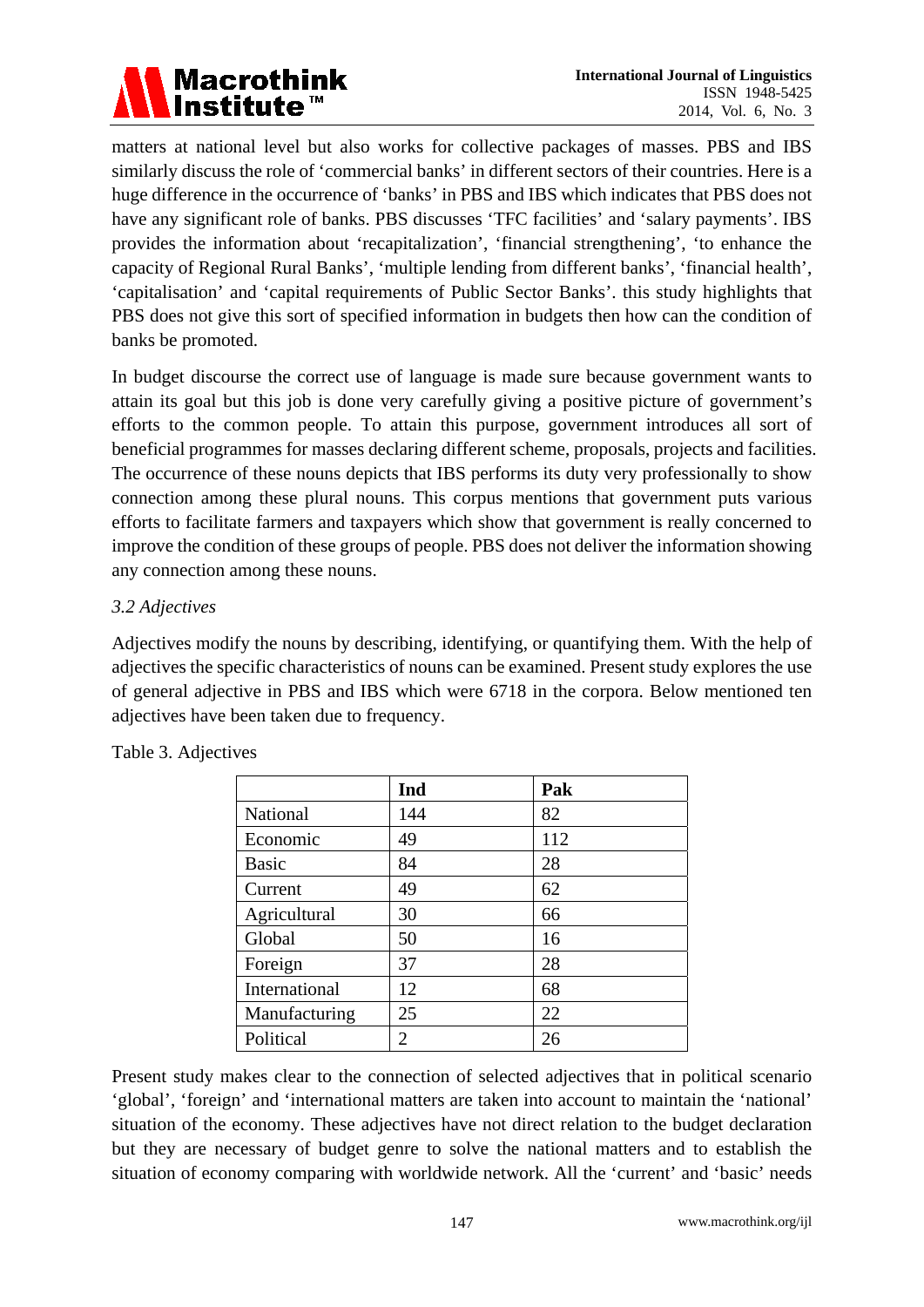matters at national level but also works for collective packages of masses. PBS and IBS similarly discuss the role of 'commercial banks' in different sectors of their countries. Here is a huge difference in the occurrence of 'banks' in PBS and IBS which indicates that PBS does not have any significant role of banks. PBS discusses 'TFC facilities' and 'salary payments'. IBS provides the information about 'recapitalization', 'financial strengthening', 'to enhance the capacity of Regional Rural Banks', 'multiple lending from different banks', 'financial health', 'capitalisation' and 'capital requirements of Public Sector Banks'. this study highlights that PBS does not give this sort of specified information in budgets then how can the condition of banks be promoted.

In budget discourse the correct use of language is made sure because government wants to attain its goal but this job is done very carefully giving a positive picture of government's efforts to the common people. To attain this purpose, government introduces all sort of beneficial programmes for masses declaring different scheme, proposals, projects and facilities. The occurrence of these nouns depicts that IBS performs its duty very professionally to show connection among these plural nouns. This corpus mentions that government puts various efforts to facilitate farmers and taxpayers which show that government is really concerned to improve the condition of these groups of people. PBS does not deliver the information showing any connection among these nouns.

### *3.2 Adjectives*

Adjectives modify the nouns by describing, identifying, or quantifying them. With the help of adjectives the specific characteristics of nouns can be examined. Present study explores the use of general adjective in PBS and IBS which were 6718 in the corpora. Below mentioned ten adjectives have been taken due to frequency.

Table 3. Adjectives

| | **Ind** | **Pak** |
|---|---|---|
| National | 144 | 82 |
| Economic | 49 | 112 |
| Basic | 84 | 28 |
| Current | 49 | 62 |
| Agricultural | 30 | 66 |
| Global | 50 | 16 |
| Foreign | 37 | 28 |
| International | 12 | 68 |
| Manufacturing | 25 | 22 |
| Political | 2 | 26 |

Present study makes clear to the connection of selected adjectives that in political scenario 'global', 'foreign' and 'international matters are taken into account to maintain the 'national' situation of the economy. These adjectives have not direct relation to the budget declaration but they are necessary of budget genre to solve the national matters and to establish the situation of economy comparing with worldwide network. All the 'current' and 'basic' needs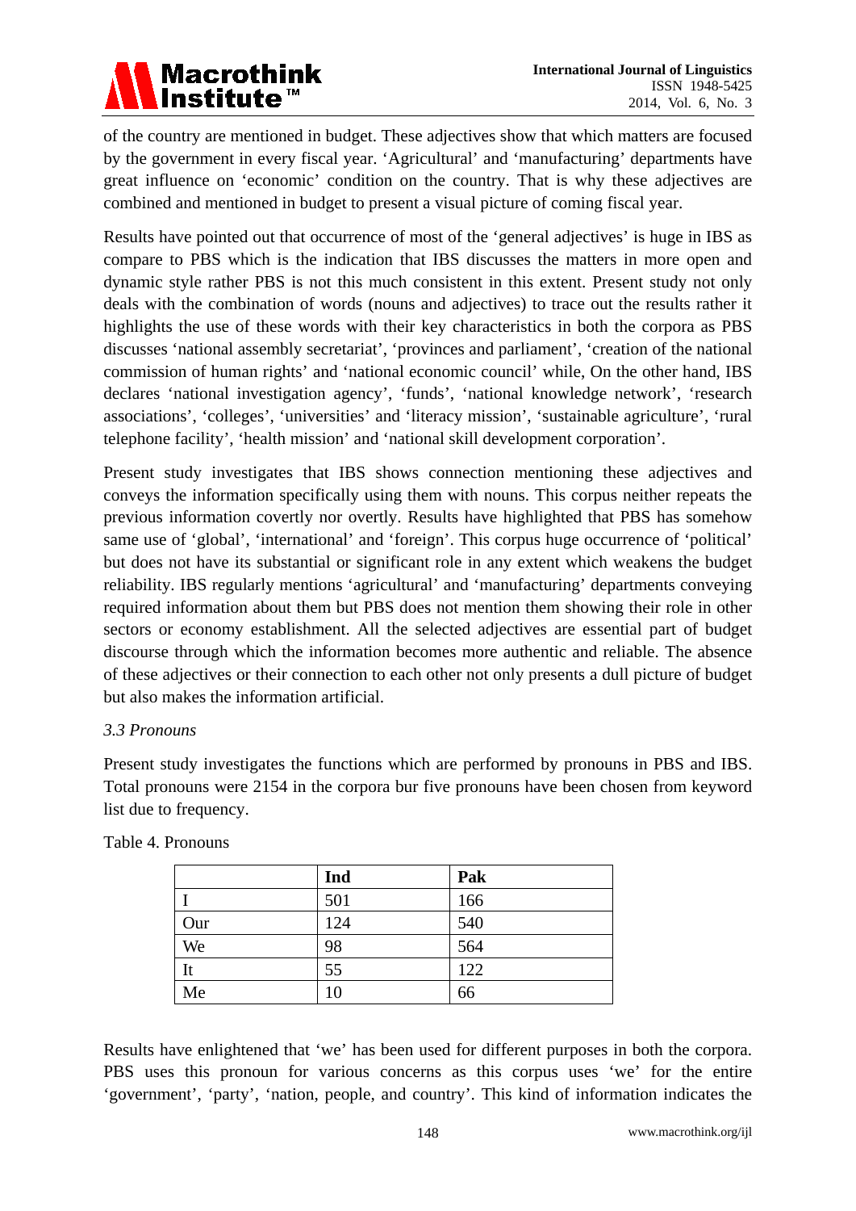of the country are mentioned in budget. These adjectives show that which matters are focused by the government in every fiscal year. 'Agricultural' and 'manufacturing' departments have great influence on 'economic' condition on the country. That is why these adjectives are combined and mentioned in budget to present a visual picture of coming fiscal year.

Results have pointed out that occurrence of most of the 'general adjectives' is huge in IBS as compare to PBS which is the indication that IBS discusses the matters in more open and dynamic style rather PBS is not this much consistent in this extent. Present study not only deals with the combination of words (nouns and adjectives) to trace out the results rather it highlights the use of these words with their key characteristics in both the corpora as PBS discusses 'national assembly secretariat', 'provinces and parliament', 'creation of the national commission of human rights' and 'national economic council' while, On the other hand, IBS declares 'national investigation agency', 'funds', 'national knowledge network', 'research associations', 'colleges', 'universities' and 'literacy mission', 'sustainable agriculture', 'rural telephone facility', 'health mission' and 'national skill development corporation'.

Present study investigates that IBS shows connection mentioning these adjectives and conveys the information specifically using them with nouns. This corpus neither repeats the previous information covertly nor overtly. Results have highlighted that PBS has somehow same use of 'global', 'international' and 'foreign'. This corpus huge occurrence of 'political' but does not have its substantial or significant role in any extent which weakens the budget reliability. IBS regularly mentions 'agricultural' and 'manufacturing' departments conveying required information about them but PBS does not mention them showing their role in other sectors or economy establishment. All the selected adjectives are essential part of budget discourse through which the information becomes more authentic and reliable. The absence of these adjectives or their connection to each other not only presents a dull picture of budget but also makes the information artificial.

### *3.3 Pronouns*

Present study investigates the functions which are performed by pronouns in PBS and IBS. Total pronouns were 2154 in the corpora bur five pronouns have been chosen from keyword list due to frequency.

Table 4. Pronouns

| | **Ind** | **Pak** |
|---|---|---|
| I | 501 | 166 |
| Our | 124 | 540 |
| We | 98 | 564 |
| It | 55 | 122 |
| Me | 10 | 66 |

Results have enlightened that 'we' has been used for different purposes in both the corpora. PBS uses this pronoun for various concerns as this corpus uses 'we' for the entire 'government', 'party', 'nation, people, and country'. This kind of information indicates the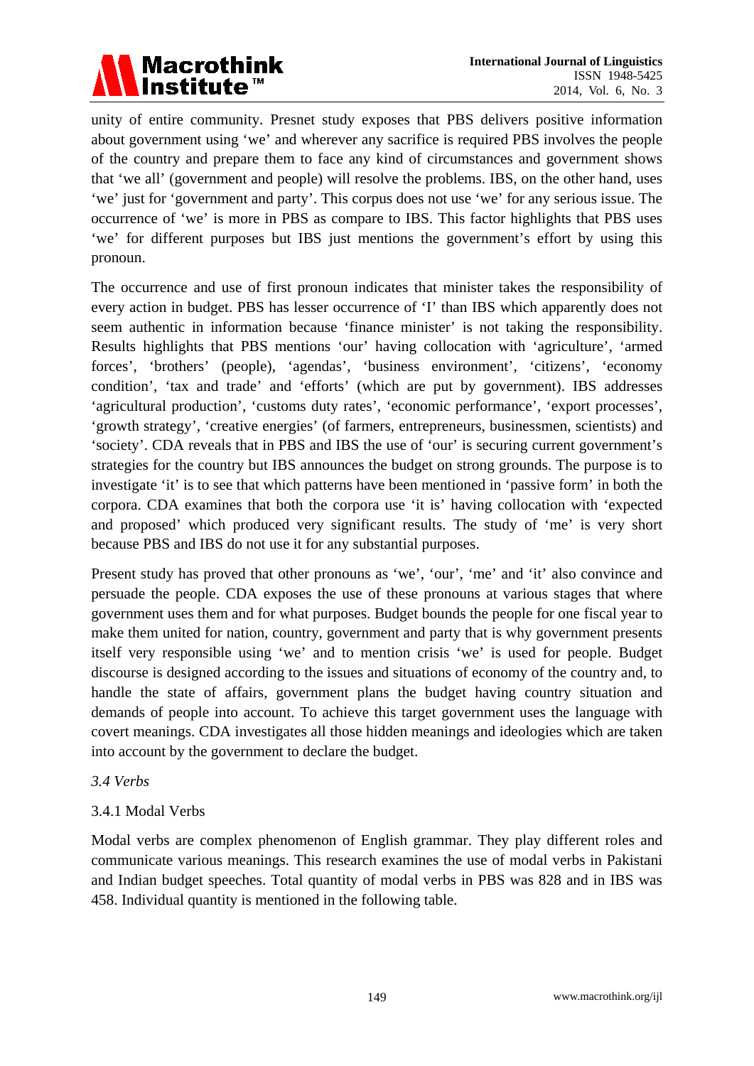unity of entire community. Presnet study exposes that PBS delivers positive information about government using 'we' and wherever any sacrifice is required PBS involves the people of the country and prepare them to face any kind of circumstances and government shows that 'we all' (government and people) will resolve the problems. IBS, on the other hand, uses 'we' just for 'government and party'. This corpus does not use 'we' for any serious issue. The occurrence of 'we' is more in PBS as compare to IBS. This factor highlights that PBS uses 'we' for different purposes but IBS just mentions the government's effort by using this pronoun.

The occurrence and use of first pronoun indicates that minister takes the responsibility of every action in budget. PBS has lesser occurrence of 'I' than IBS which apparently does not seem authentic in information because 'finance minister' is not taking the responsibility. Results highlights that PBS mentions 'our' having collocation with 'agriculture', 'armed forces', 'brothers' (people), 'agendas', 'business environment', 'citizens', 'economy condition', 'tax and trade' and 'efforts' (which are put by government). IBS addresses 'agricultural production', 'customs duty rates', 'economic performance', 'export processes', 'growth strategy', 'creative energies' (of farmers, entrepreneurs, businessmen, scientists) and 'society'. CDA reveals that in PBS and IBS the use of 'our' is securing current government's strategies for the country but IBS announces the budget on strong grounds. The purpose is to investigate 'it' is to see that which patterns have been mentioned in 'passive form' in both the corpora. CDA examines that both the corpora use 'it is' having collocation with 'expected and proposed' which produced very significant results. The study of 'me' is very short because PBS and IBS do not use it for any substantial purposes.

Present study has proved that other pronouns as 'we', 'our', 'me' and 'it' also convince and persuade the people. CDA exposes the use of these pronouns at various stages that where government uses them and for what purposes. Budget bounds the people for one fiscal year to make them united for nation, country, government and party that is why government presents itself very responsible using 'we' and to mention crisis 'we' is used for people. Budget discourse is designed according to the issues and situations of economy of the country and, to handle the state of affairs, government plans the budget having country situation and demands of people into account. To achieve this target government uses the language with covert meanings. CDA investigates all those hidden meanings and ideologies which are taken into account by the government to declare the budget.

### *3.4 Verbs*

#### 3.4.1 Modal Verbs

Modal verbs are complex phenomenon of English grammar. They play different roles and communicate various meanings. This research examines the use of modal verbs in Pakistani and Indian budget speeches. Total quantity of modal verbs in PBS was 828 and in IBS was 458. Individual quantity is mentioned in the following table.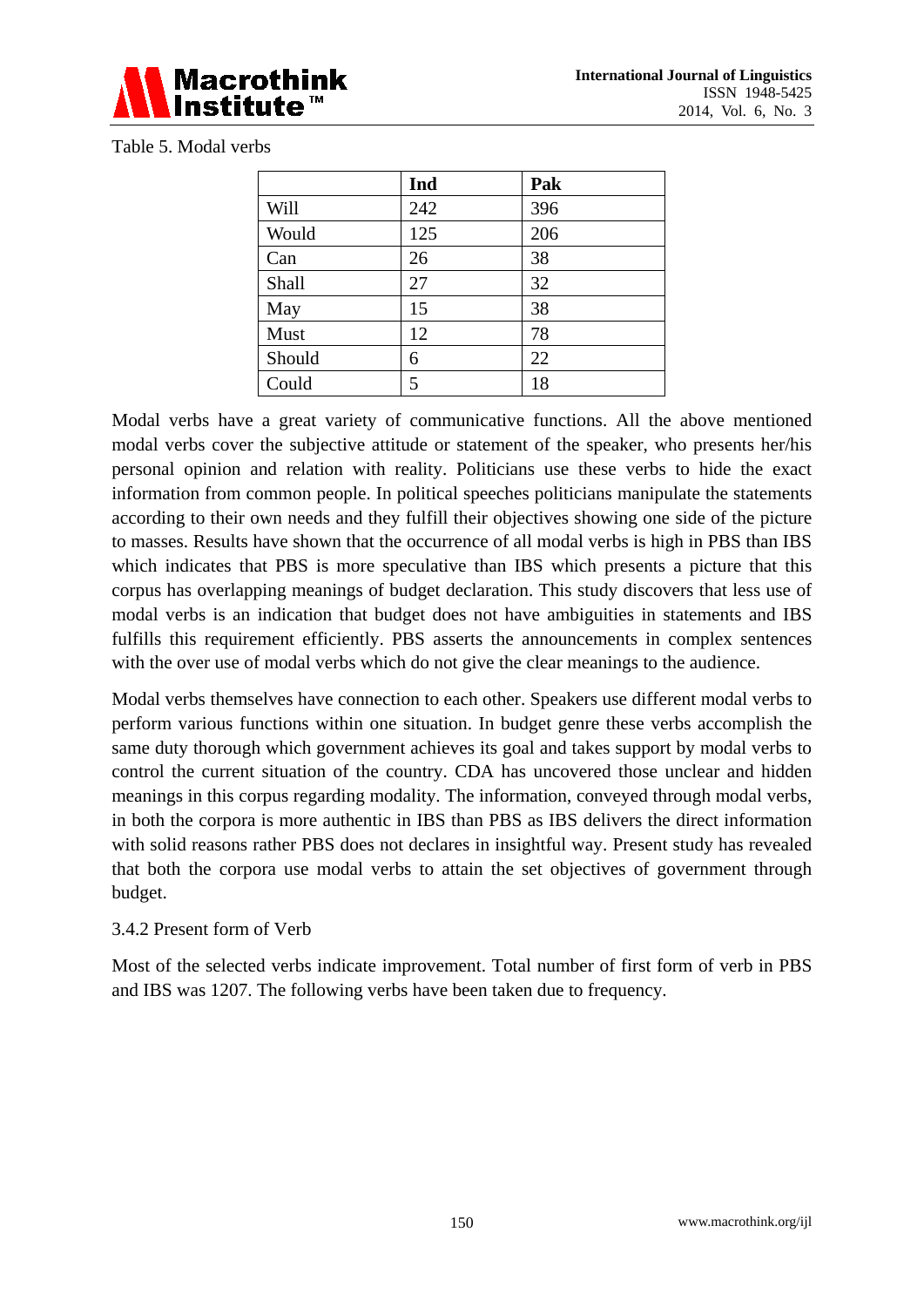Table 5. Modal verbs

| | Ind | Pak |
|---|---|---|
| Will | 242 | 396 |
| Would | 125 | 206 |
| Can | 26 | 38 |
| Shall | 27 | 32 |
| May | 15 | 38 |
| Must | 12 | 78 |
| Should | 6 | 22 |
| Could | 5 | 18 |

Modal verbs have a great variety of communicative functions. All the above mentioned modal verbs cover the subjective attitude or statement of the speaker, who presents her/his personal opinion and relation with reality. Politicians use these verbs to hide the exact information from common people. In political speeches politicians manipulate the statements according to their own needs and they fulfill their objectives showing one side of the picture to masses. Results have shown that the occurrence of all modal verbs is high in PBS than IBS which indicates that PBS is more speculative than IBS which presents a picture that this corpus has overlapping meanings of budget declaration. This study discovers that less use of modal verbs is an indication that budget does not have ambiguities in statements and IBS fulfills this requirement efficiently. PBS asserts the announcements in complex sentences with the over use of modal verbs which do not give the clear meanings to the audience.

Modal verbs themselves have connection to each other. Speakers use different modal verbs to perform various functions within one situation. In budget genre these verbs accomplish the same duty thorough which government achieves its goal and takes support by modal verbs to control the current situation of the country. CDA has uncovered those unclear and hidden meanings in this corpus regarding modality. The information, conveyed through modal verbs, in both the corpora is more authentic in IBS than PBS as IBS delivers the direct information with solid reasons rather PBS does not declares in insightful way. Present study has revealed that both the corpora use modal verbs to attain the set objectives of government through budget.

3.4.2 Present form of Verb

Most of the selected verbs indicate improvement. Total number of first form of verb in PBS and IBS was 1207. The following verbs have been taken due to frequency.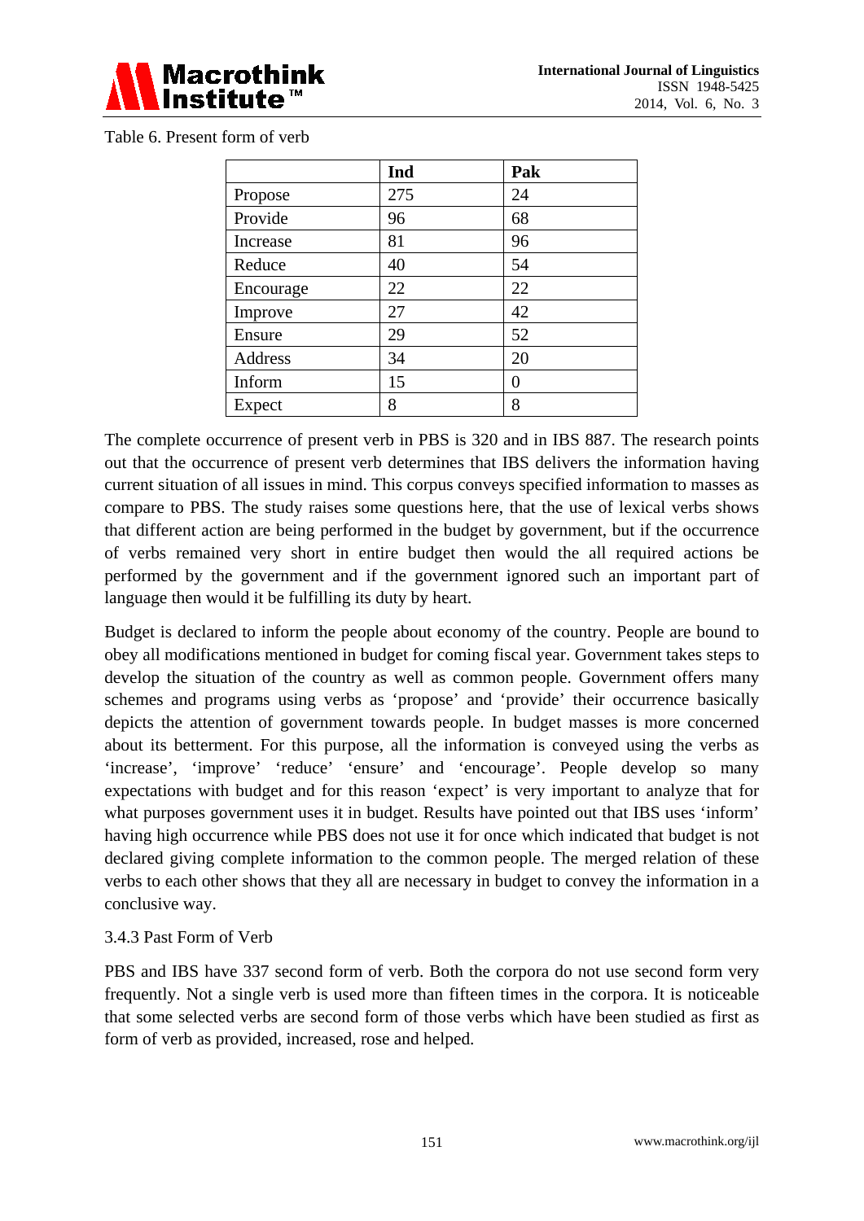Table 6. Present form of verb

| | Ind | Pak |
|---|---|---|
| Propose | 275 | 24 |
| Provide | 96 | 68 |
| Increase | 81 | 96 |
| Reduce | 40 | 54 |
| Encourage | 22 | 22 |
| Improve | 27 | 42 |
| Ensure | 29 | 52 |
| Address | 34 | 20 |
| Inform | 15 | 0 |
| Expect | 8 | 8 |

The complete occurrence of present verb in PBS is 320 and in IBS 887. The research points out that the occurrence of present verb determines that IBS delivers the information having current situation of all issues in mind. This corpus conveys specified information to masses as compare to PBS. The study raises some questions here, that the use of lexical verbs shows that different action are being performed in the budget by government, but if the occurrence of verbs remained very short in entire budget then would the all required actions be performed by the government and if the government ignored such an important part of language then would it be fulfilling its duty by heart.

Budget is declared to inform the people about economy of the country. People are bound to obey all modifications mentioned in budget for coming fiscal year. Government takes steps to develop the situation of the country as well as common people. Government offers many schemes and programs using verbs as 'propose' and 'provide' their occurrence basically depicts the attention of government towards people. In budget masses is more concerned about its betterment. For this purpose, all the information is conveyed using the verbs as 'increase', 'improve' 'reduce' 'ensure' and 'encourage'. People develop so many expectations with budget and for this reason 'expect' is very important to analyze that for what purposes government uses it in budget. Results have pointed out that IBS uses 'inform' having high occurrence while PBS does not use it for once which indicated that budget is not declared giving complete information to the common people. The merged relation of these verbs to each other shows that they all are necessary in budget to convey the information in a conclusive way.

3.4.3 Past Form of Verb

PBS and IBS have 337 second form of verb. Both the corpora do not use second form very frequently. Not a single verb is used more than fifteen times in the corpora. It is noticeable that some selected verbs are second form of those verbs which have been studied as first as form of verb as provided, increased, rose and helped.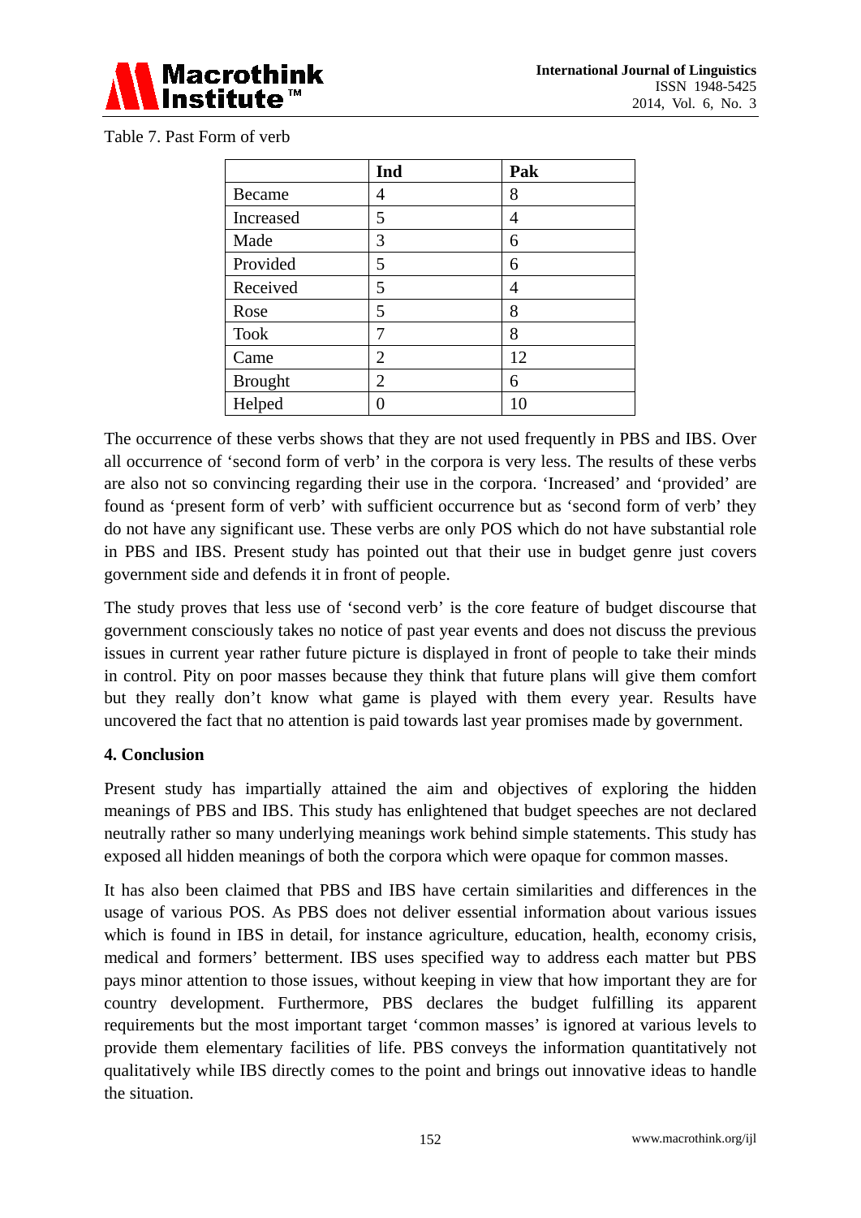Table 7. Past Form of verb

| | Ind | Pak |
|---|---|---|
| Became | 4 | 8 |
| Increased | 5 | 4 |
| Made | 3 | 6 |
| Provided | 5 | 6 |
| Received | 5 | 4 |
| Rose | 5 | 8 |
| Took | 7 | 8 |
| Came | 2 | 12 |
| Brought | 2 | 6 |
| Helped | 0 | 10 |

The occurrence of these verbs shows that they are not used frequently in PBS and IBS. Over all occurrence of 'second form of verb' in the corpora is very less. The results of these verbs are also not so convincing regarding their use in the corpora. 'Increased' and 'provided' are found as 'present form of verb' with sufficient occurrence but as 'second form of verb' they do not have any significant use. These verbs are only POS which do not have substantial role in PBS and IBS. Present study has pointed out that their use in budget genre just covers government side and defends it in front of people.

The study proves that less use of 'second verb' is the core feature of budget discourse that government consciously takes no notice of past year events and does not discuss the previous issues in current year rather future picture is displayed in front of people to take their minds in control. Pity on poor masses because they think that future plans will give them comfort but they really don't know what game is played with them every year. Results have uncovered the fact that no attention is paid towards last year promises made by government.

## 4. Conclusion

Present study has impartially attained the aim and objectives of exploring the hidden meanings of PBS and IBS. This study has enlightened that budget speeches are not declared neutrally rather so many underlying meanings work behind simple statements. This study has exposed all hidden meanings of both the corpora which were opaque for common masses.

It has also been claimed that PBS and IBS have certain similarities and differences in the usage of various POS. As PBS does not deliver essential information about various issues which is found in IBS in detail, for instance agriculture, education, health, economy crisis, medical and formers' betterment. IBS uses specified way to address each matter but PBS pays minor attention to those issues, without keeping in view that how important they are for country development. Furthermore, PBS declares the budget fulfilling its apparent requirements but the most important target 'common masses' is ignored at various levels to provide them elementary facilities of life. PBS conveys the information quantitatively not qualitatively while IBS directly comes to the point and brings out innovative ideas to handle the situation.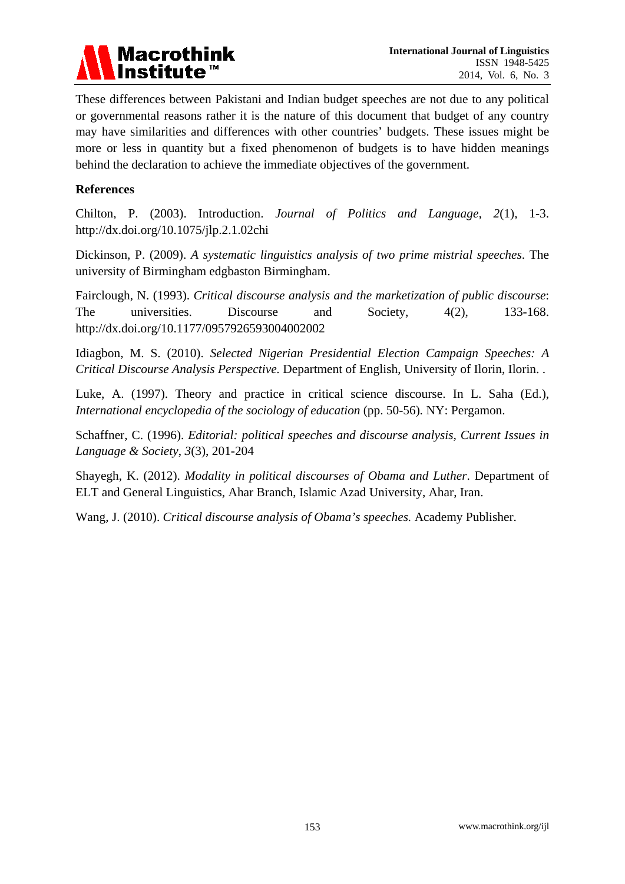These differences between Pakistani and Indian budget speeches are not due to any political or governmental reasons rather it is the nature of this document that budget of any country may have similarities and differences with other countries' budgets. These issues might be more or less in quantity but a fixed phenomenon of budgets is to have hidden meanings behind the declaration to achieve the immediate objectives of the government.

## References

Chilton, P. (2003). Introduction. *Journal of Politics and Language, 2*(1), 1-3. http://dx.doi.org/10.1075/jlp.2.1.02chi

Dickinson, P. (2009). *A systematic linguistics analysis of two prime mistrial speeches*. The university of Birmingham edgbaston Birmingham.

Fairclough, N. (1993). *Critical discourse analysis and the marketization of public discourse*: The universities. Discourse and Society, 4(2), 133-168. http://dx.doi.org/10.1177/0957926593004002002

Idiagbon, M. S. (2010). *Selected Nigerian Presidential Election Campaign Speeches: A Critical Discourse Analysis Perspective.* Department of English, University of Ilorin, Ilorin. .

Luke, A. (1997). Theory and practice in critical science discourse. In L. Saha (Ed.), *International encyclopedia of the sociology of education* (pp. 50-56). NY: Pergamon.

Schaffner, C. (1996). *Editorial: political speeches and discourse analysis, Current Issues in Language & Society*, *3*(3), 201-204

Shayegh, K. (2012). *Modality in political discourses of Obama and Luther*. Department of ELT and General Linguistics, Ahar Branch, Islamic Azad University, Ahar, Iran.

Wang, J. (2010). *Critical discourse analysis of Obama's speeches.* Academy Publisher.